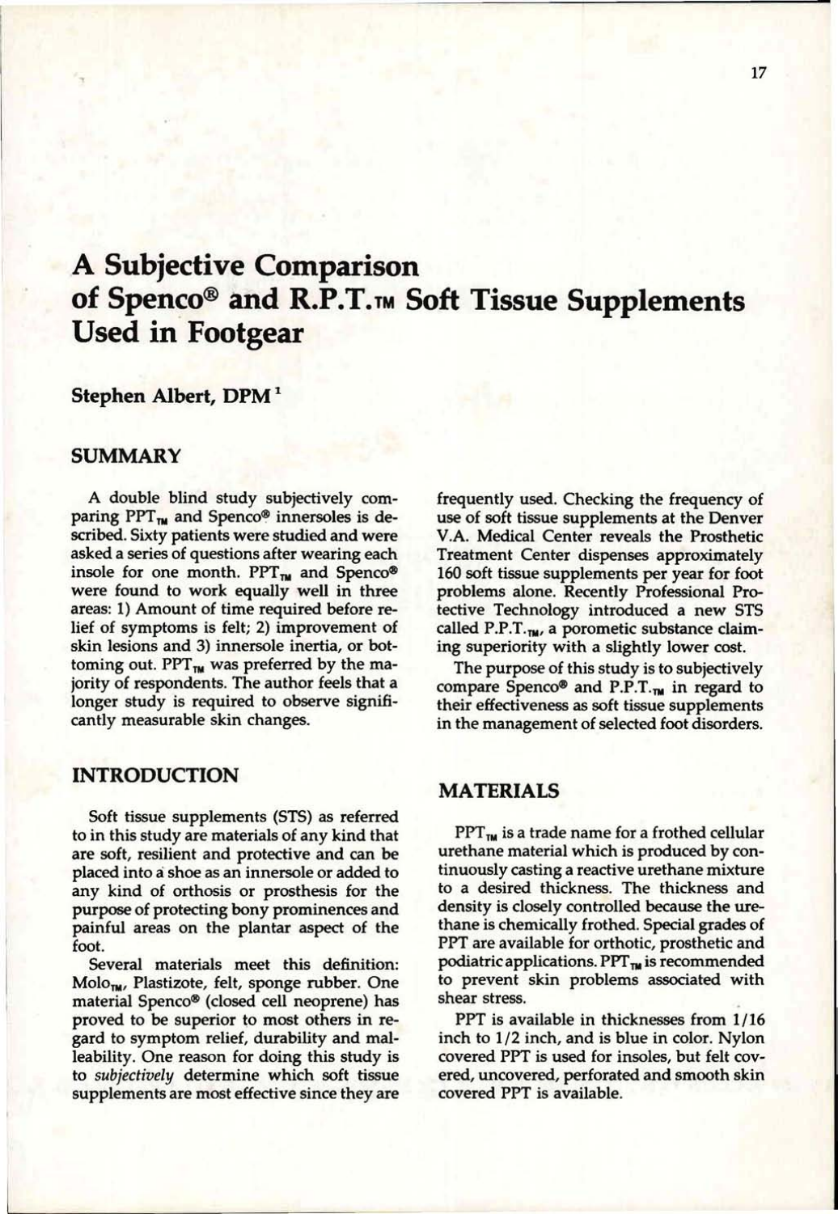# A Subjective Comparison of Spenco® and R.P.T.™ Soft Tissue Supplements Used in Footgear

**Stephen Albert, DPM**[1]

## SUMMARY

A double blind study subjectively comparing PPT™ and Spenco® innersoles is described. Sixty patients were studied and were asked a series of questions after wearing each insole for one month. PPT™ and Spenco® were found to work equally well in three areas: 1) Amount of time required before relief of symptoms is felt; 2) improvement of skin lesions and 3) innersole inertia, or bottoming out. PPT™ was preferred by the majority of respondents. The author feels that a longer study is required to observe significantly measurable skin changes.

## INTRODUCTION

Soft tissue supplements (STS) as referred to in this study are materials of any kind that are soft, resilient and protective and can be placed into a shoe as an innersole or added to any kind of orthosis or prosthesis for the purpose of protecting bony prominences and painful areas on the plantar aspect of the foot.

Several materials meet this definition: Molo™, Plastizote, felt, sponge rubber. One material Spenco® (closed cell neoprene) has proved to be superior to most others in regard to symptom relief, durability and malleability. One reason for doing this study is to *subjectively* determine which soft tissue supplements are most effective since they are frequently used. Checking the frequency of use of soft tissue supplements at the Denver V.A. Medical Center reveals the Prosthetic Treatment Center dispenses approximately 160 soft tissue supplements per year for foot problems alone. Recently Professional Protective Technology introduced a new STS called P.P.T.™, a porometic substance claiming superiority with a slightly lower cost.

The purpose of this study is to subjectively compare Spenco® and P.P.T.™ in regard to their effectiveness as soft tissue supplements in the management of selected foot disorders.

## MATERIALS

PPT™ is a trade name for a frothed cellular urethane material which is produced by continuously casting a reactive urethane mixture to a desired thickness. The thickness and density is closely controlled because the urethane is chemically frothed. Special grades of PPT are available for orthotic, prosthetic and podiatric applications. PPT™ is recommended to prevent skin problems associated with shear stress.

PPT is available in thicknesses from 1/16 inch to 1/2 inch, and is blue in color. Nylon covered PPT is used for insoles, but felt covered, uncovered, perforated and smooth skin covered PPT is available.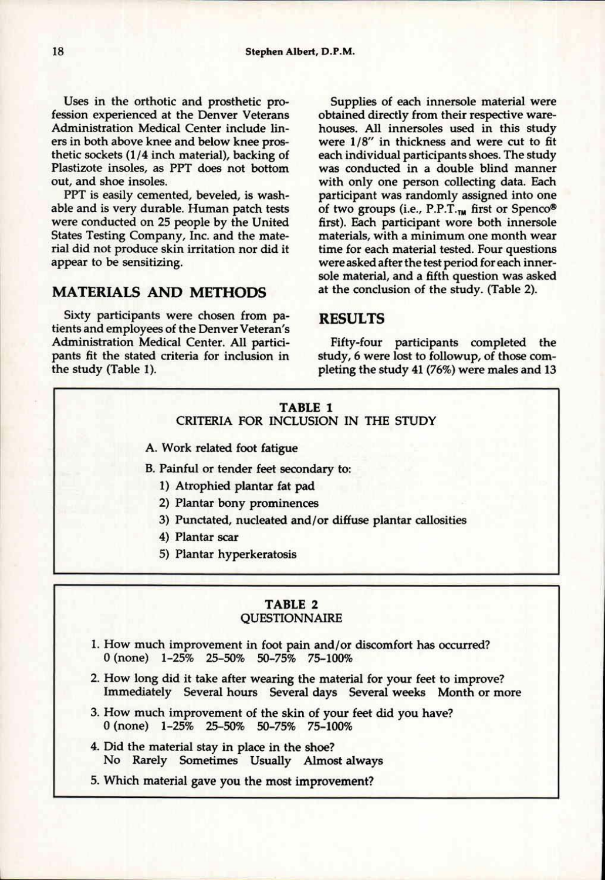Uses in the orthotic and prosthetic profession experienced at the Denver Veterans Administration Medical Center include liners in both above knee and below knee prosthetic sockets (1/4 inch material), backing of Plastizote insoles, as PPT does not bottom out, and shoe insoles.

PPT is easily cemented, beveled, is washable and is very durable. Human patch tests were conducted on 25 people by the United States Testing Company, Inc. and the material did not produce skin irritation nor did it appear to be sensitizing.

## MATERIALS AND METHODS

Sixty participants were chosen from patients and employees of the Denver Veteran's Administration Medical Center. All participants fit the stated criteria for inclusion in the study (Table 1).

Supplies of each innersole material were obtained directly from their respective warehouses. All innersoles used in this study were 1/8" in thickness and were cut to fit each individual participants shoes. The study was conducted in a double blind manner with only one person collecting data. Each participant was randomly assigned into one of two groups (i.e., P.P.T.™ first or Spenco® first). Each participant wore both innersole materials, with a minimum one month wear time for each material tested. Four questions were asked after the test period for each innersole material, and a fifth question was asked at the conclusion of the study. (Table 2).

## RESULTS

Fifty-four participants completed the study, 6 were lost to followup, of those completing the study 41 (76%) were males and 13

**TABLE 1**
**CRITERIA FOR INCLUSION IN THE STUDY**

A. Work related foot fatigue

B. Painful or tender feet secondary to:
   1) Atrophied plantar fat pad
   2) Plantar bony prominences
   3) Punctated, nucleated and/or diffuse plantar callosities
   4) Plantar scar
   5) Plantar hyperkeratosis

**TABLE 2**
**QUESTIONNAIRE**

1. How much improvement in foot pain and/or discomfort has occurred?
   0 (none) 1–25% 25–50% 50–75% 75–100%
2. How long did it take after wearing the material for your feet to improve?
   Immediately Several hours Several days Several weeks Month or more
3. How much improvement of the skin of your feet did you have?
   0 (none) 1–25% 25–50% 50–75% 75–100%
4. Did the material stay in place in the shoe?
   No Rarely Sometimes Usually Almost always
5. Which material gave you the most improvement?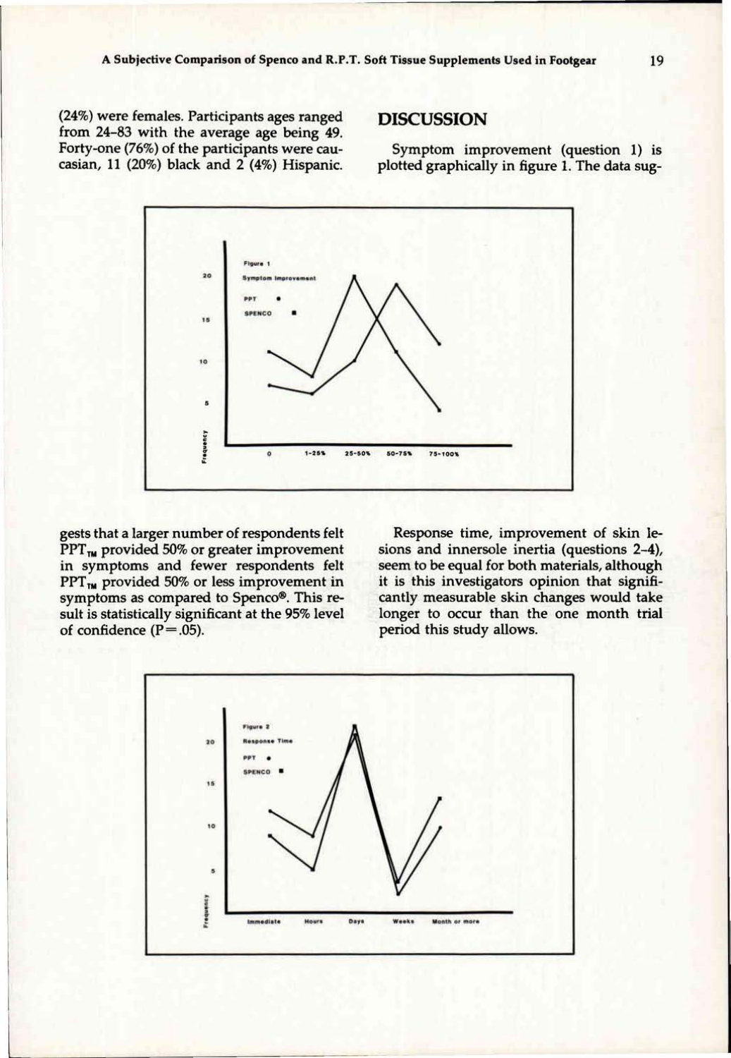(24%) were females. Participants ages ranged from 24–83 with the average age being 49. Forty-one (76%) of the participants were caucasian, 11 (20%) black and 2 (4%) Hispanic.

## DISCUSSION

Symptom improvement (question 1) is plotted graphically in figure 1. The data suggests that a larger number of respondents felt $PPT_{TM}$ provided 50% or greater improvement in symptoms and fewer respondents felt $PPT_{TM}$ provided 50% or less improvement in symptoms as compared to Spenco®. This result is statistically significant at the 95% level of confidence ($P = .05$).

Response time, improvement of skin lesions and innersole inertia (questions 2–4), seem to be equal for both materials, although it is this investigators opinion that significantly measurable skin changes would take longer to occur than the one month trial period this study allows.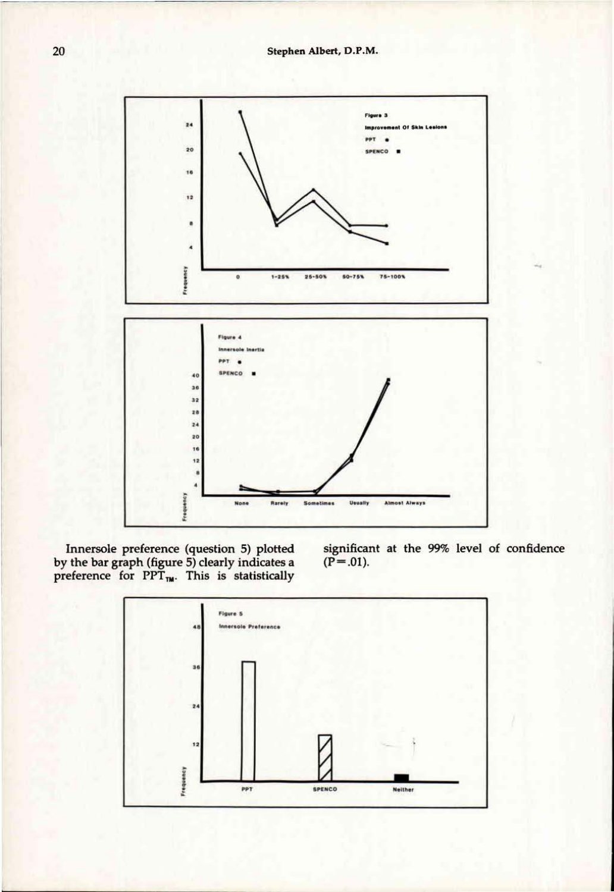Figure 3
Improvement Of Skin Lesions
PPT ●
SPENCO ■

Figure 4
Innersole Inertia
PPT ●
SPENCO ■

Innersole preference (question 5) plotted by the bar graph (figure 5) clearly indicates a preference for $PPT_{TM}$. This is statistically significant at the 99% level of confidence ($P = .01$).

Figure 5
Innersole Preference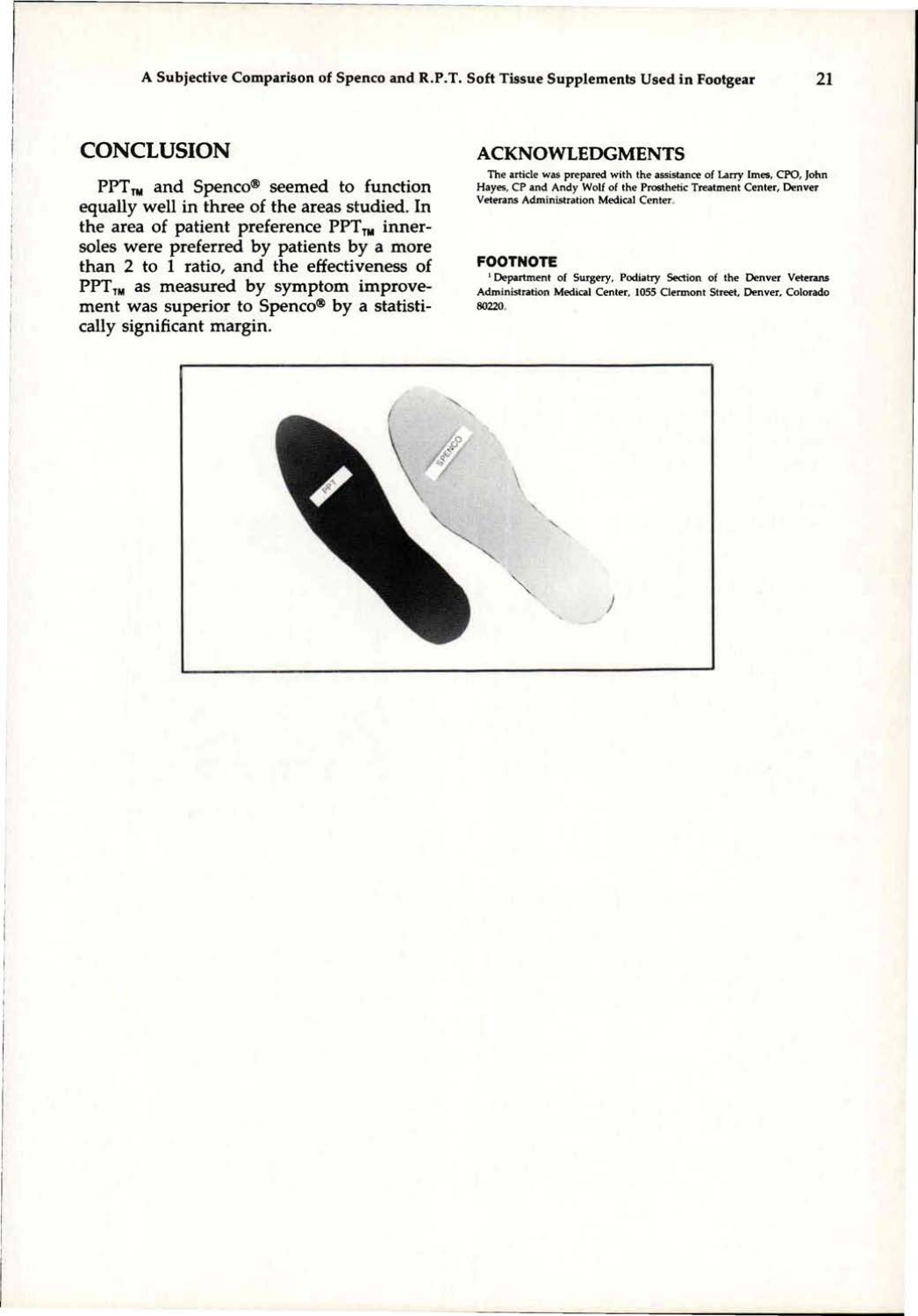## CONCLUSION

$PPT_{TM}$ and Spenco® seemed to function equally well in three of the areas studied. In the area of patient preference $PPT_{TM}$ innersoles were preferred by patients by a more than 2 to 1 ratio, and the effectiveness of $PPT_{TM}$ as measured by symptom improvement was superior to Spenco® by a statistically significant margin.

## ACKNOWLEDGMENTS

The article was prepared with the assistance of Larry Imes, CPO, John Hayes, CP and Andy Wolf of the Prosthetic Treatment Center, Denver Veterans Administration Medical Center.

### FOOTNOTE

[1] Department of Surgery, Podiatry Section of the Denver Veterans Administration Medical Center, 1055 Clermont Street, Denver, Colorado 80220.